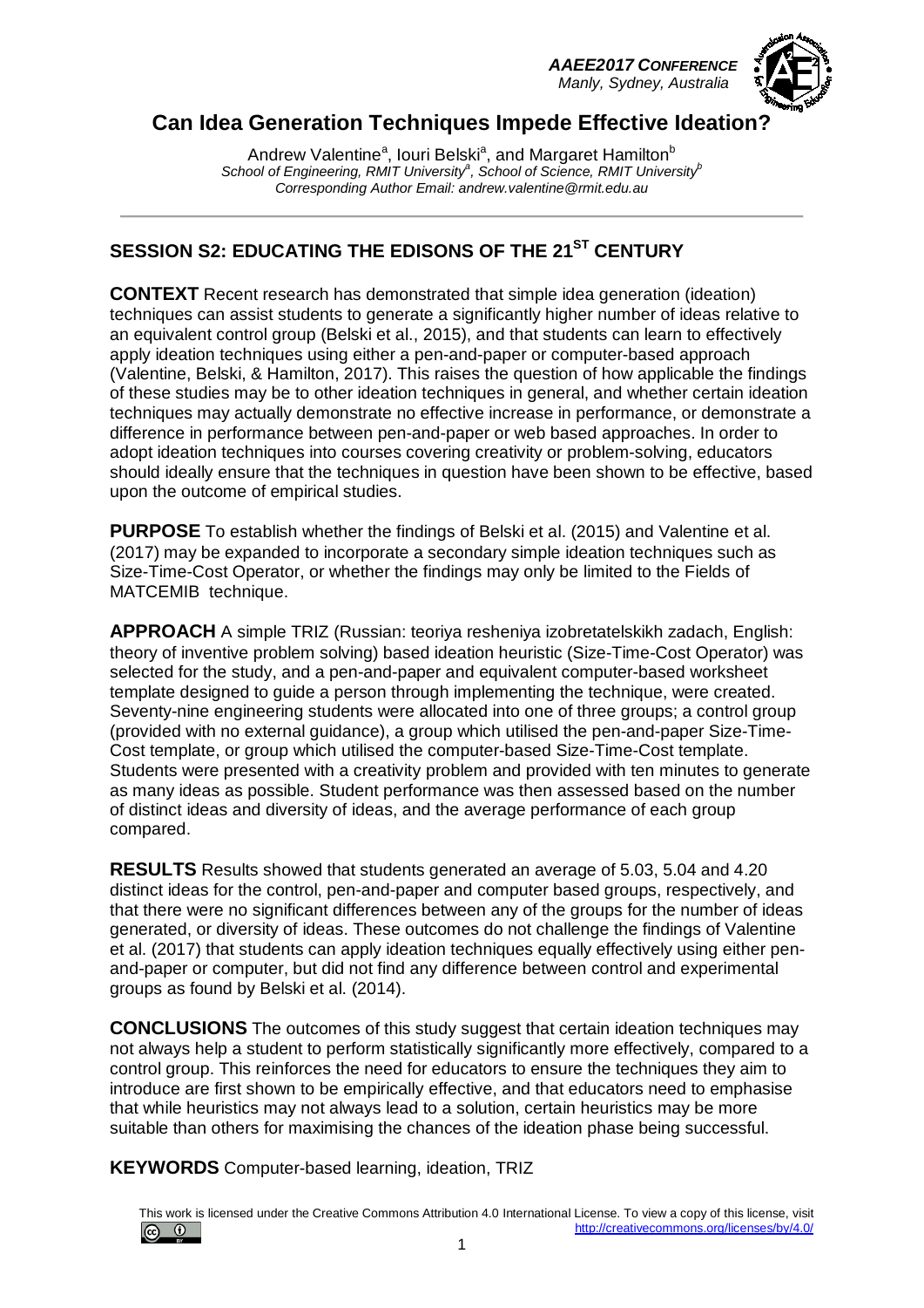# Can Idea Generation Techniques Impede Effective Ideation?

Andrew Valentine[a], Iouri Belski[a], and Margaret Hamilton[b]

*School of Engineering, RMIT University[a], School of Science, RMIT University[b]*

*Corresponding Author Email: andrew.valentine@rmit.edu.au*

## SESSION S2: EDUCATING THE EDISONS OF THE 21ST CENTURY

**CONTEXT** Recent research has demonstrated that simple idea generation (ideation) techniques can assist students to generate a significantly higher number of ideas relative to an equivalent control group (Belski et al., 2015), and that students can learn to effectively apply ideation techniques using either a pen-and-paper or computer-based approach (Valentine, Belski, & Hamilton, 2017). This raises the question of how applicable the findings of these studies may be to other ideation techniques in general, and whether certain ideation techniques may actually demonstrate no effective increase in performance, or demonstrate a difference in performance between pen-and-paper or web based approaches. In order to adopt ideation techniques into courses covering creativity or problem-solving, educators should ideally ensure that the techniques in question have been shown to be effective, based upon the outcome of empirical studies.

**PURPOSE** To establish whether the findings of Belski et al. (2015) and Valentine et al. (2017) may be expanded to incorporate a secondary simple ideation techniques such as Size-Time-Cost Operator, or whether the findings may only be limited to the Fields of MATCEMIB technique.

**APPROACH** A simple TRIZ (Russian: teoriya resheniya izobretatelskikh zadach, English: theory of inventive problem solving) based ideation heuristic (Size-Time-Cost Operator) was selected for the study, and a pen-and-paper and equivalent computer-based worksheet template designed to guide a person through implementing the technique, were created. Seventy-nine engineering students were allocated into one of three groups; a control group (provided with no external guidance), a group which utilised the pen-and-paper Size-Time-Cost template, or group which utilised the computer-based Size-Time-Cost template. Students were presented with a creativity problem and provided with ten minutes to generate as many ideas as possible. Student performance was then assessed based on the number of distinct ideas and diversity of ideas, and the average performance of each group compared.

**RESULTS** Results showed that students generated an average of 5.03, 5.04 and 4.20 distinct ideas for the control, pen-and-paper and computer based groups, respectively, and that there were no significant differences between any of the groups for the number of ideas generated, or diversity of ideas. These outcomes do not challenge the findings of Valentine et al. (2017) that students can apply ideation techniques equally effectively using either pen-and-paper or computer, but did not find any difference between control and experimental groups as found by Belski et al. (2014).

**CONCLUSIONS** The outcomes of this study suggest that certain ideation techniques may not always help a student to perform statistically significantly more effectively, compared to a control group. This reinforces the need for educators to ensure the techniques they aim to introduce are first shown to be empirically effective, and that educators need to emphasise that while heuristics may not always lead to a solution, certain heuristics may be more suitable than others for maximising the chances of the ideation phase being successful.

**KEYWORDS** Computer-based learning, ideation, TRIZ

This work is licensed under the Creative Commons Attribution 4.0 International License. To view a copy of this license, visit http://creativecommons.org/licenses/by/4.0/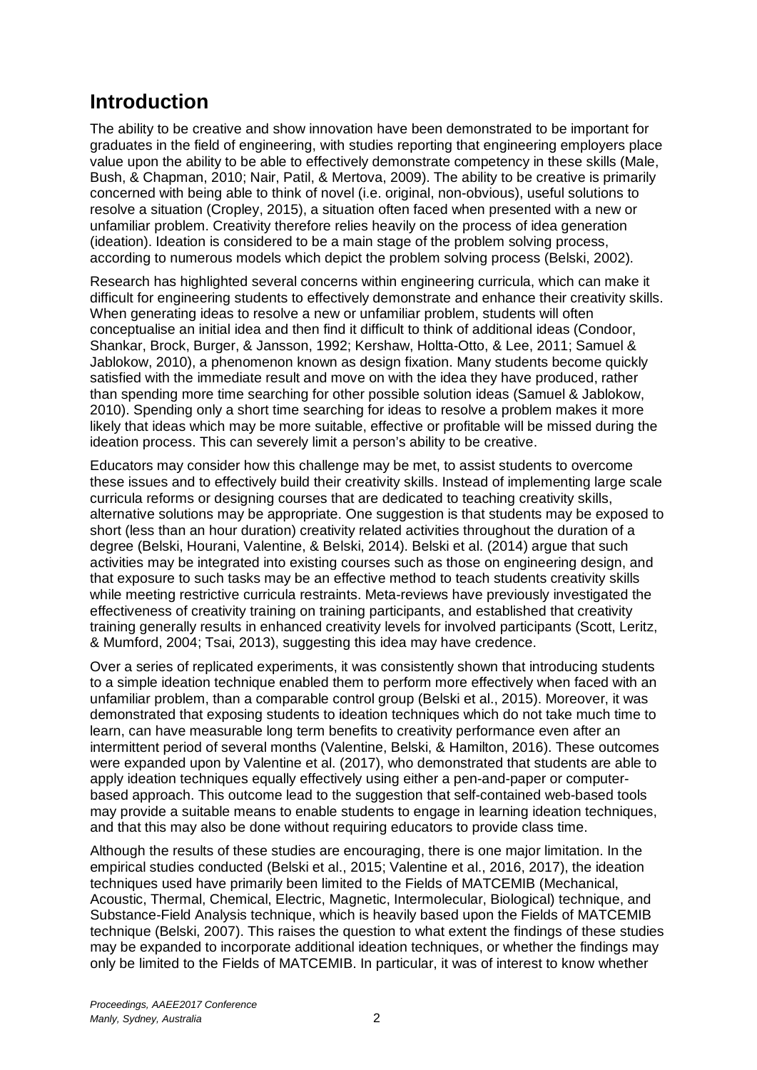## Introduction

The ability to be creative and show innovation have been demonstrated to be important for graduates in the field of engineering, with studies reporting that engineering employers place value upon the ability to be able to effectively demonstrate competency in these skills (Male, Bush, & Chapman, 2010; Nair, Patil, & Mertova, 2009). The ability to be creative is primarily concerned with being able to think of novel (i.e. original, non-obvious), useful solutions to resolve a situation (Cropley, 2015), a situation often faced when presented with a new or unfamiliar problem. Creativity therefore relies heavily on the process of idea generation (ideation). Ideation is considered to be a main stage of the problem solving process, according to numerous models which depict the problem solving process (Belski, 2002).

Research has highlighted several concerns within engineering curricula, which can make it difficult for engineering students to effectively demonstrate and enhance their creativity skills. When generating ideas to resolve a new or unfamiliar problem, students will often conceptualise an initial idea and then find it difficult to think of additional ideas (Condoor, Shankar, Brock, Burger, & Jansson, 1992; Kershaw, Holtta-Otto, & Lee, 2011; Samuel & Jablokow, 2010), a phenomenon known as design fixation. Many students become quickly satisfied with the immediate result and move on with the idea they have produced, rather than spending more time searching for other possible solution ideas (Samuel & Jablokow, 2010). Spending only a short time searching for ideas to resolve a problem makes it more likely that ideas which may be more suitable, effective or profitable will be missed during the ideation process. This can severely limit a person's ability to be creative.

Educators may consider how this challenge may be met, to assist students to overcome these issues and to effectively build their creativity skills. Instead of implementing large scale curricula reforms or designing courses that are dedicated to teaching creativity skills, alternative solutions may be appropriate. One suggestion is that students may be exposed to short (less than an hour duration) creativity related activities throughout the duration of a degree (Belski, Hourani, Valentine, & Belski, 2014). Belski et al. (2014) argue that such activities may be integrated into existing courses such as those on engineering design, and that exposure to such tasks may be an effective method to teach students creativity skills while meeting restrictive curricula restraints. Meta-reviews have previously investigated the effectiveness of creativity training on training participants, and established that creativity training generally results in enhanced creativity levels for involved participants (Scott, Leritz, & Mumford, 2004; Tsai, 2013), suggesting this idea may have credence.

Over a series of replicated experiments, it was consistently shown that introducing students to a simple ideation technique enabled them to perform more effectively when faced with an unfamiliar problem, than a comparable control group (Belski et al., 2015). Moreover, it was demonstrated that exposing students to ideation techniques which do not take much time to learn, can have measurable long term benefits to creativity performance even after an intermittent period of several months (Valentine, Belski, & Hamilton, 2016). These outcomes were expanded upon by Valentine et al. (2017), who demonstrated that students are able to apply ideation techniques equally effectively using either a pen-and-paper or computer-based approach. This outcome lead to the suggestion that self-contained web-based tools may provide a suitable means to enable students to engage in learning ideation techniques, and that this may also be done without requiring educators to provide class time.

Although the results of these studies are encouraging, there is one major limitation. In the empirical studies conducted (Belski et al., 2015; Valentine et al., 2016, 2017), the ideation techniques used have primarily been limited to the Fields of MATCEMIB (Mechanical, Acoustic, Thermal, Chemical, Electric, Magnetic, Intermolecular, Biological) technique, and Substance-Field Analysis technique, which is heavily based upon the Fields of MATCEMIB technique (Belski, 2007). This raises the question to what extent the findings of these studies may be expanded to incorporate additional ideation techniques, or whether the findings may only be limited to the Fields of MATCEMIB. In particular, it was of interest to know whether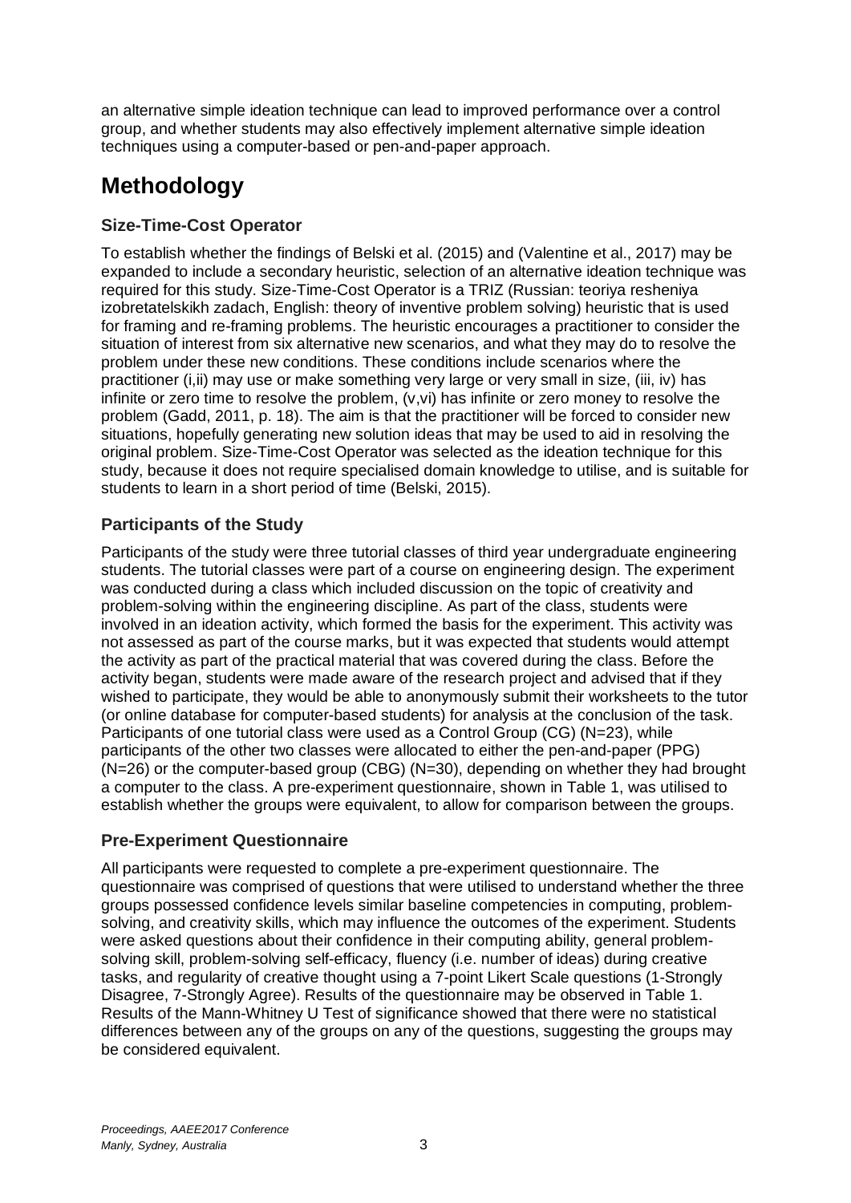an alternative simple ideation technique can lead to improved performance over a control group, and whether students may also effectively implement alternative simple ideation techniques using a computer-based or pen-and-paper approach.

# Methodology

## Size-Time-Cost Operator

To establish whether the findings of Belski et al. (2015) and (Valentine et al., 2017) may be expanded to include a secondary heuristic, selection of an alternative ideation technique was required for this study. Size-Time-Cost Operator is a TRIZ (Russian: teoriya resheniya izobretatelskikh zadach, English: theory of inventive problem solving) heuristic that is used for framing and re-framing problems. The heuristic encourages a practitioner to consider the situation of interest from six alternative new scenarios, and what they may do to resolve the problem under these new conditions. These conditions include scenarios where the practitioner (i,ii) may use or make something very large or very small in size, (iii, iv) has infinite or zero time to resolve the problem, (v,vi) has infinite or zero money to resolve the problem (Gadd, 2011, p. 18). The aim is that the practitioner will be forced to consider new situations, hopefully generating new solution ideas that may be used to aid in resolving the original problem. Size-Time-Cost Operator was selected as the ideation technique for this study, because it does not require specialised domain knowledge to utilise, and is suitable for students to learn in a short period of time (Belski, 2015).

## Participants of the Study

Participants of the study were three tutorial classes of third year undergraduate engineering students. The tutorial classes were part of a course on engineering design. The experiment was conducted during a class which included discussion on the topic of creativity and problem-solving within the engineering discipline. As part of the class, students were involved in an ideation activity, which formed the basis for the experiment. This activity was not assessed as part of the course marks, but it was expected that students would attempt the activity as part of the practical material that was covered during the class. Before the activity began, students were made aware of the research project and advised that if they wished to participate, they would be able to anonymously submit their worksheets to the tutor (or online database for computer-based students) for analysis at the conclusion of the task. Participants of one tutorial class were used as a Control Group (CG) (N=23), while participants of the other two classes were allocated to either the pen-and-paper (PPG) (N=26) or the computer-based group (CBG) (N=30), depending on whether they had brought a computer to the class. A pre-experiment questionnaire, shown in Table 1, was utilised to establish whether the groups were equivalent, to allow for comparison between the groups.

## Pre-Experiment Questionnaire

All participants were requested to complete a pre-experiment questionnaire. The questionnaire was comprised of questions that were utilised to understand whether the three groups possessed confidence levels similar baseline competencies in computing, problem-solving, and creativity skills, which may influence the outcomes of the experiment. Students were asked questions about their confidence in their computing ability, general problem-solving skill, problem-solving self-efficacy, fluency (i.e. number of ideas) during creative tasks, and regularity of creative thought using a 7-point Likert Scale questions (1-Strongly Disagree, 7-Strongly Agree). Results of the questionnaire may be observed in Table 1. Results of the Mann-Whitney U Test of significance showed that there were no statistical differences between any of the groups on any of the questions, suggesting the groups may be considered equivalent.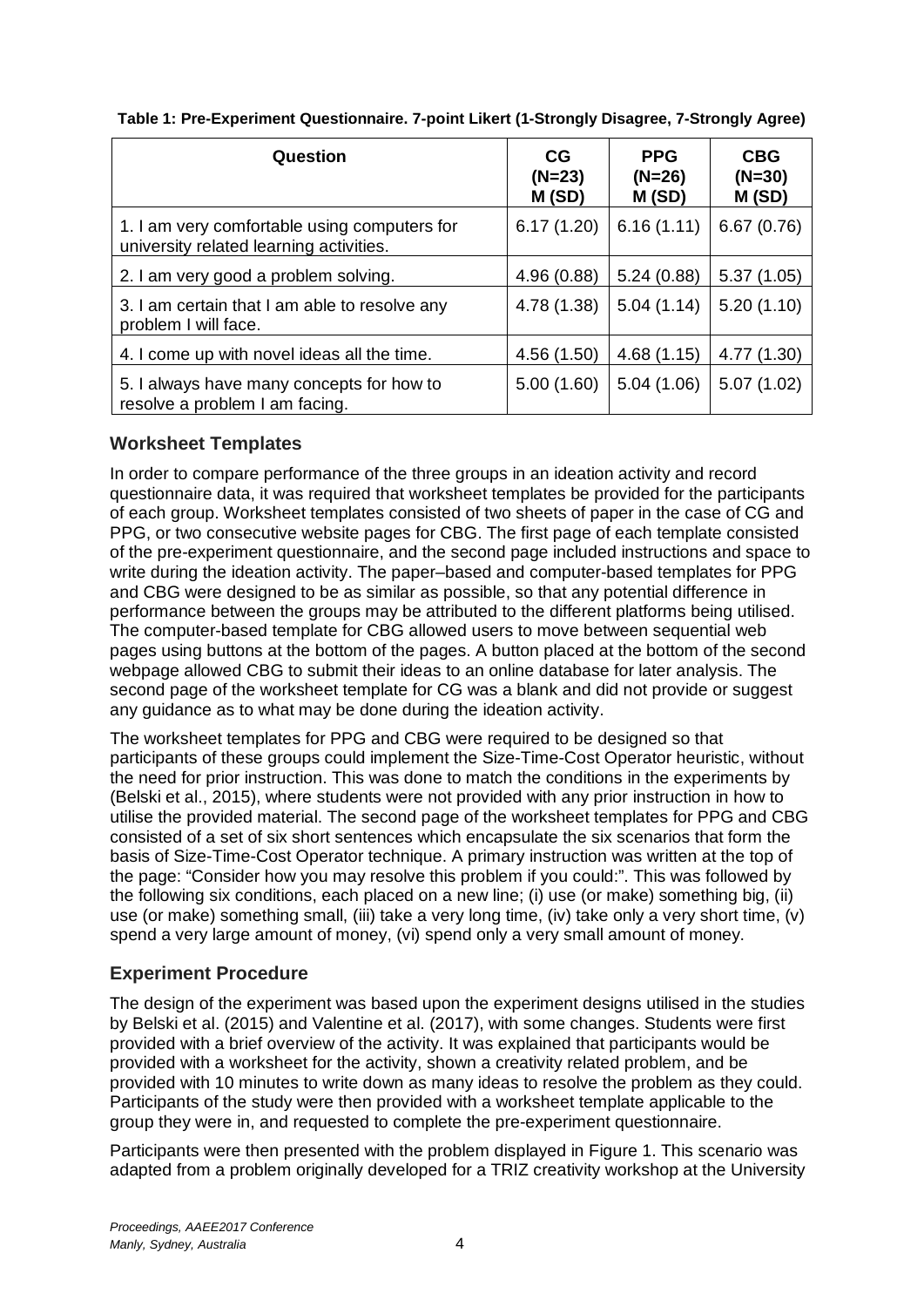**Table 1: Pre-Experiment Questionnaire. 7-point Likert (1-Strongly Disagree, 7-Strongly Agree)**

| Question | CG (N=23) M (SD) | PPG (N=26) M (SD) | CBG (N=30) M (SD) |
|---|---|---|---|
| 1. I am very comfortable using computers for university related learning activities. | 6.17 (1.20) | 6.16 (1.11) | 6.67 (0.76) |
| 2. I am very good a problem solving. | 4.96 (0.88) | 5.24 (0.88) | 5.37 (1.05) |
| 3. I am certain that I am able to resolve any problem I will face. | 4.78 (1.38) | 5.04 (1.14) | 5.20 (1.10) |
| 4. I come up with novel ideas all the time. | 4.56 (1.50) | 4.68 (1.15) | 4.77 (1.30) |
| 5. I always have many concepts for how to resolve a problem I am facing. | 5.00 (1.60) | 5.04 (1.06) | 5.07 (1.02) |

## Worksheet Templates

In order to compare performance of the three groups in an ideation activity and record questionnaire data, it was required that worksheet templates be provided for the participants of each group. Worksheet templates consisted of two sheets of paper in the case of CG and PPG, or two consecutive website pages for CBG. The first page of each template consisted of the pre-experiment questionnaire, and the second page included instructions and space to write during the ideation activity. The paper–based and computer-based templates for PPG and CBG were designed to be as similar as possible, so that any potential difference in performance between the groups may be attributed to the different platforms being utilised. The computer-based template for CBG allowed users to move between sequential web pages using buttons at the bottom of the pages. A button placed at the bottom of the second webpage allowed CBG to submit their ideas to an online database for later analysis. The second page of the worksheet template for CG was a blank and did not provide or suggest any guidance as to what may be done during the ideation activity.

The worksheet templates for PPG and CBG were required to be designed so that participants of these groups could implement the Size-Time-Cost Operator heuristic, without the need for prior instruction. This was done to match the conditions in the experiments by (Belski et al., 2015), where students were not provided with any prior instruction in how to utilise the provided material. The second page of the worksheet templates for PPG and CBG consisted of a set of six short sentences which encapsulate the six scenarios that form the basis of Size-Time-Cost Operator technique. A primary instruction was written at the top of the page: "Consider how you may resolve this problem if you could:". This was followed by the following six conditions, each placed on a new line; (i) use (or make) something big, (ii) use (or make) something small, (iii) take a very long time, (iv) take only a very short time, (v) spend a very large amount of money, (vi) spend only a very small amount of money.

## Experiment Procedure

The design of the experiment was based upon the experiment designs utilised in the studies by Belski et al. (2015) and Valentine et al. (2017), with some changes. Students were first provided with a brief overview of the activity. It was explained that participants would be provided with a worksheet for the activity, shown a creativity related problem, and be provided with 10 minutes to write down as many ideas to resolve the problem as they could. Participants of the study were then provided with a worksheet template applicable to the group they were in, and requested to complete the pre-experiment questionnaire.

Participants were then presented with the problem displayed in Figure 1. This scenario was adapted from a problem originally developed for a TRIZ creativity workshop at the University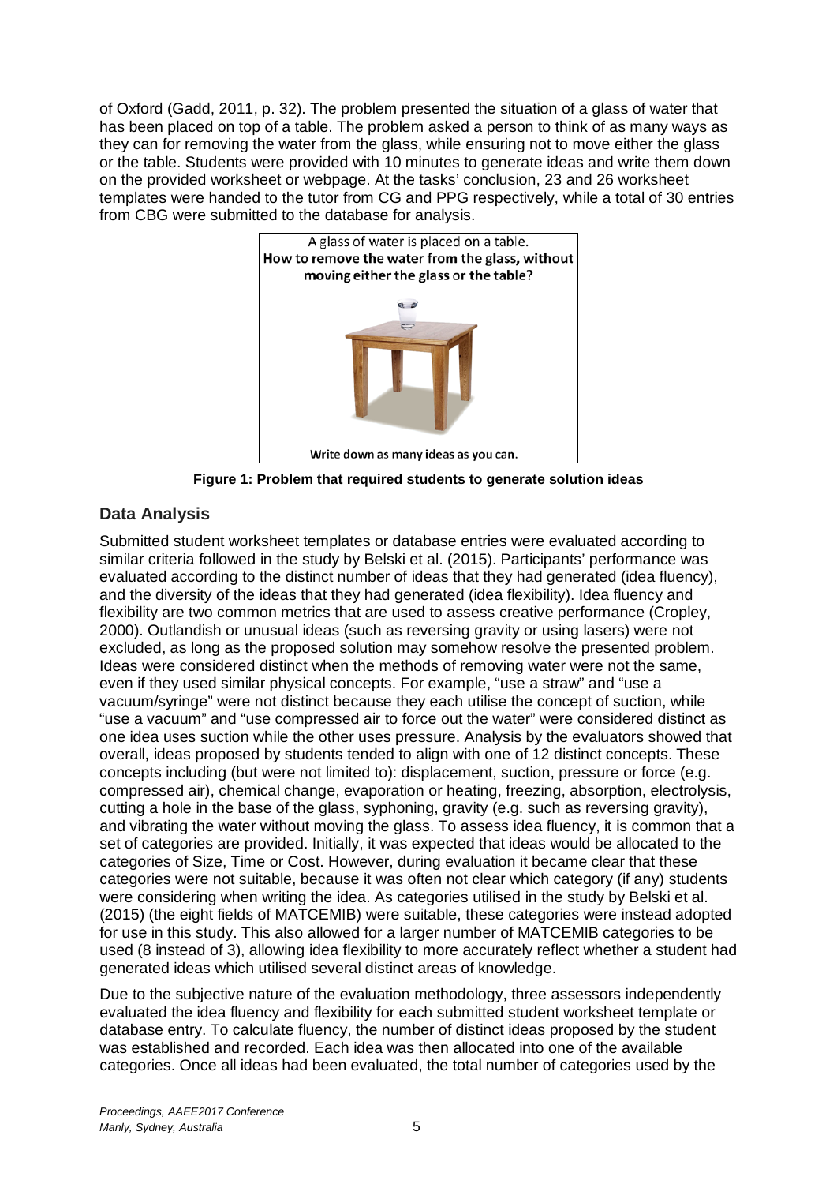of Oxford (Gadd, 2011, p. 32). The problem presented the situation of a glass of water that has been placed on top of a table. The problem asked a person to think of as many ways as they can for removing the water from the glass, while ensuring not to move either the glass or the table. Students were provided with 10 minutes to generate ideas and write them down on the provided worksheet or webpage. At the tasks' conclusion, 23 and 26 worksheet templates were handed to the tutor from CG and PPG respectively, while a total of 30 entries from CBG were submitted to the database for analysis.

A glass of water is placed on a table.
**How to remove the water from the glass, without moving either the glass or the table?**

**Write down as many ideas as you can.**

**Figure 1: Problem that required students to generate solution ideas**

## Data Analysis

Submitted student worksheet templates or database entries were evaluated according to similar criteria followed in the study by Belski et al. (2015). Participants' performance was evaluated according to the distinct number of ideas that they had generated (idea fluency), and the diversity of the ideas that they had generated (idea flexibility). Idea fluency and flexibility are two common metrics that are used to assess creative performance (Cropley, 2000). Outlandish or unusual ideas (such as reversing gravity or using lasers) were not excluded, as long as the proposed solution may somehow resolve the presented problem. Ideas were considered distinct when the methods of removing water were not the same, even if they used similar physical concepts. For example, "use a straw" and "use a vacuum/syringe" were not distinct because they each utilise the concept of suction, while "use a vacuum" and "use compressed air to force out the water" were considered distinct as one idea uses suction while the other uses pressure. Analysis by the evaluators showed that overall, ideas proposed by students tended to align with one of 12 distinct concepts. These concepts including (but were not limited to): displacement, suction, pressure or force (e.g. compressed air), chemical change, evaporation or heating, freezing, absorption, electrolysis, cutting a hole in the base of the glass, syphoning, gravity (e.g. such as reversing gravity), and vibrating the water without moving the glass. To assess idea fluency, it is common that a set of categories are provided. Initially, it was expected that ideas would be allocated to the categories of Size, Time or Cost. However, during evaluation it became clear that these categories were not suitable, because it was often not clear which category (if any) students were considering when writing the idea. As categories utilised in the study by Belski et al. (2015) (the eight fields of MATCEMIB) were suitable, these categories were instead adopted for use in this study. This also allowed for a larger number of MATCEMIB categories to be used (8 instead of 3), allowing idea flexibility to more accurately reflect whether a student had generated ideas which utilised several distinct areas of knowledge.

Due to the subjective nature of the evaluation methodology, three assessors independently evaluated the idea fluency and flexibility for each submitted student worksheet template or database entry. To calculate fluency, the number of distinct ideas proposed by the student was established and recorded. Each idea was then allocated into one of the available categories. Once all ideas had been evaluated, the total number of categories used by the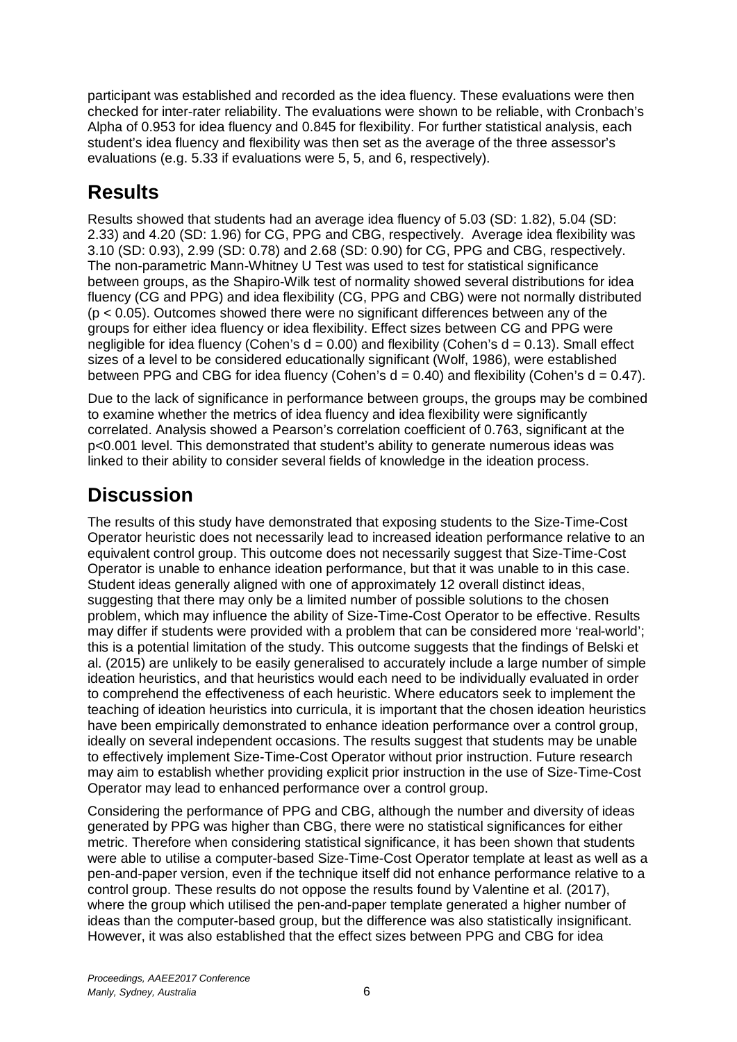participant was established and recorded as the idea fluency. These evaluations were then checked for inter-rater reliability. The evaluations were shown to be reliable, with Cronbach's Alpha of 0.953 for idea fluency and 0.845 for flexibility. For further statistical analysis, each student's idea fluency and flexibility was then set as the average of the three assessor's evaluations (e.g. 5.33 if evaluations were 5, 5, and 6, respectively).

# Results

Results showed that students had an average idea fluency of 5.03 (SD: 1.82), 5.04 (SD: 2.33) and 4.20 (SD: 1.96) for CG, PPG and CBG, respectively. Average idea flexibility was 3.10 (SD: 0.93), 2.99 (SD: 0.78) and 2.68 (SD: 0.90) for CG, PPG and CBG, respectively. The non-parametric Mann-Whitney U Test was used to test for statistical significance between groups, as the Shapiro-Wilk test of normality showed several distributions for idea fluency (CG and PPG) and idea flexibility (CG, PPG and CBG) were not normally distributed ($p < 0.05$). Outcomes showed there were no significant differences between any of the groups for either idea fluency or idea flexibility. Effect sizes between CG and PPG were negligible for idea fluency (Cohen's $d = 0.00$) and flexibility (Cohen's $d = 0.13$). Small effect sizes of a level to be considered educationally significant (Wolf, 1986), were established between PPG and CBG for idea fluency (Cohen's $d = 0.40$) and flexibility (Cohen's $d = 0.47$).

Due to the lack of significance in performance between groups, the groups may be combined to examine whether the metrics of idea fluency and idea flexibility were significantly correlated. Analysis showed a Pearson's correlation coefficient of 0.763, significant at the $p<0.001$ level. This demonstrated that student's ability to generate numerous ideas was linked to their ability to consider several fields of knowledge in the ideation process.

# Discussion

The results of this study have demonstrated that exposing students to the Size-Time-Cost Operator heuristic does not necessarily lead to increased ideation performance relative to an equivalent control group. This outcome does not necessarily suggest that Size-Time-Cost Operator is unable to enhance ideation performance, but that it was unable to in this case. Student ideas generally aligned with one of approximately 12 overall distinct ideas, suggesting that there may only be a limited number of possible solutions to the chosen problem, which may influence the ability of Size-Time-Cost Operator to be effective. Results may differ if students were provided with a problem that can be considered more 'real-world'; this is a potential limitation of the study. This outcome suggests that the findings of Belski et al. (2015) are unlikely to be easily generalised to accurately include a large number of simple ideation heuristics, and that heuristics would each need to be individually evaluated in order to comprehend the effectiveness of each heuristic. Where educators seek to implement the teaching of ideation heuristics into curricula, it is important that the chosen ideation heuristics have been empirically demonstrated to enhance ideation performance over a control group, ideally on several independent occasions. The results suggest that students may be unable to effectively implement Size-Time-Cost Operator without prior instruction. Future research may aim to establish whether providing explicit prior instruction in the use of Size-Time-Cost Operator may lead to enhanced performance over a control group.

Considering the performance of PPG and CBG, although the number and diversity of ideas generated by PPG was higher than CBG, there were no statistical significances for either metric. Therefore when considering statistical significance, it has been shown that students were able to utilise a computer-based Size-Time-Cost Operator template at least as well as a pen-and-paper version, even if the technique itself did not enhance performance relative to a control group. These results do not oppose the results found by Valentine et al. (2017), where the group which utilised the pen-and-paper template generated a higher number of ideas than the computer-based group, but the difference was also statistically insignificant. However, it was also established that the effect sizes between PPG and CBG for idea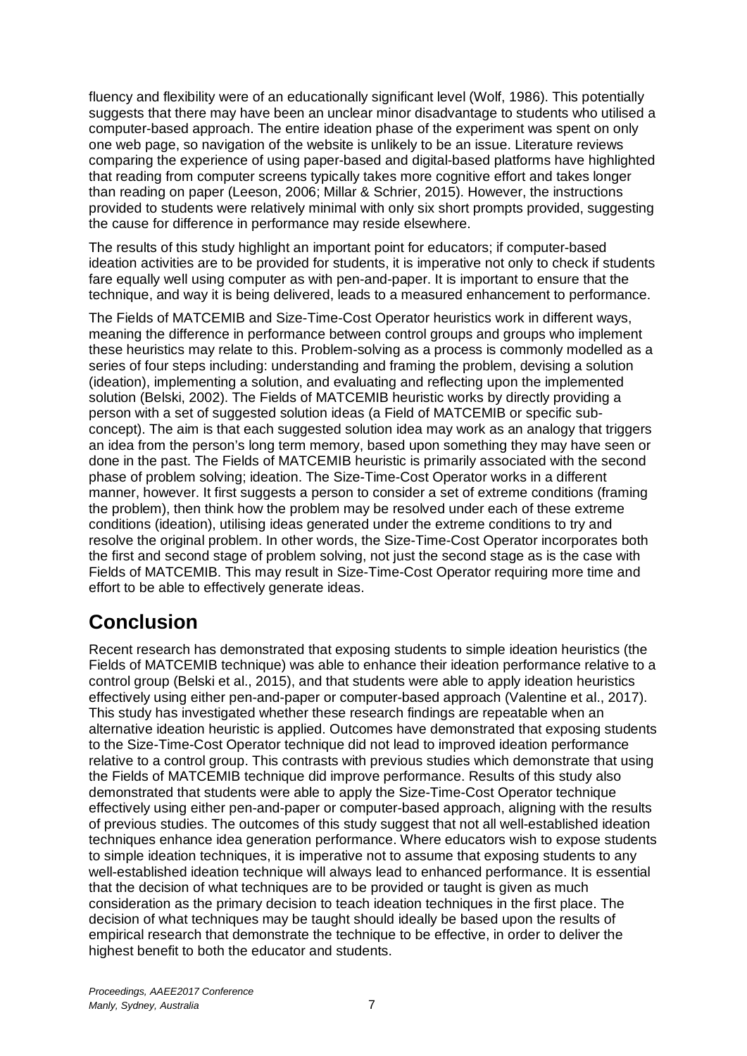fluency and flexibility were of an educationally significant level (Wolf, 1986). This potentially suggests that there may have been an unclear minor disadvantage to students who utilised a computer-based approach. The entire ideation phase of the experiment was spent on only one web page, so navigation of the website is unlikely to be an issue. Literature reviews comparing the experience of using paper-based and digital-based platforms have highlighted that reading from computer screens typically takes more cognitive effort and takes longer than reading on paper (Leeson, 2006; Millar & Schrier, 2015). However, the instructions provided to students were relatively minimal with only six short prompts provided, suggesting the cause for difference in performance may reside elsewhere.

The results of this study highlight an important point for educators; if computer-based ideation activities are to be provided for students, it is imperative not only to check if students fare equally well using computer as with pen-and-paper. It is important to ensure that the technique, and way it is being delivered, leads to a measured enhancement to performance.

The Fields of MATCEMIB and Size-Time-Cost Operator heuristics work in different ways, meaning the difference in performance between control groups and groups who implement these heuristics may relate to this. Problem-solving as a process is commonly modelled as a series of four steps including: understanding and framing the problem, devising a solution (ideation), implementing a solution, and evaluating and reflecting upon the implemented solution (Belski, 2002). The Fields of MATCEMIB heuristic works by directly providing a person with a set of suggested solution ideas (a Field of MATCEMIB or specific sub-concept). The aim is that each suggested solution idea may work as an analogy that triggers an idea from the person's long term memory, based upon something they may have seen or done in the past. The Fields of MATCEMIB heuristic is primarily associated with the second phase of problem solving; ideation. The Size-Time-Cost Operator works in a different manner, however. It first suggests a person to consider a set of extreme conditions (framing the problem), then think how the problem may be resolved under each of these extreme conditions (ideation), utilising ideas generated under the extreme conditions to try and resolve the original problem. In other words, the Size-Time-Cost Operator incorporates both the first and second stage of problem solving, not just the second stage as is the case with Fields of MATCEMIB. This may result in Size-Time-Cost Operator requiring more time and effort to be able to effectively generate ideas.

## Conclusion

Recent research has demonstrated that exposing students to simple ideation heuristics (the Fields of MATCEMIB technique) was able to enhance their ideation performance relative to a control group (Belski et al., 2015), and that students were able to apply ideation heuristics effectively using either pen-and-paper or computer-based approach (Valentine et al., 2017). This study has investigated whether these research findings are repeatable when an alternative ideation heuristic is applied. Outcomes have demonstrated that exposing students to the Size-Time-Cost Operator technique did not lead to improved ideation performance relative to a control group. This contrasts with previous studies which demonstrate that using the Fields of MATCEMIB technique did improve performance. Results of this study also demonstrated that students were able to apply the Size-Time-Cost Operator technique effectively using either pen-and-paper or computer-based approach, aligning with the results of previous studies. The outcomes of this study suggest that not all well-established ideation techniques enhance idea generation performance. Where educators wish to expose students to simple ideation techniques, it is imperative not to assume that exposing students to any well-established ideation technique will always lead to enhanced performance. It is essential that the decision of what techniques are to be provided or taught is given as much consideration as the primary decision to teach ideation techniques in the first place. The decision of what techniques may be taught should ideally be based upon the results of empirical research that demonstrate the technique to be effective, in order to deliver the highest benefit to both the educator and students.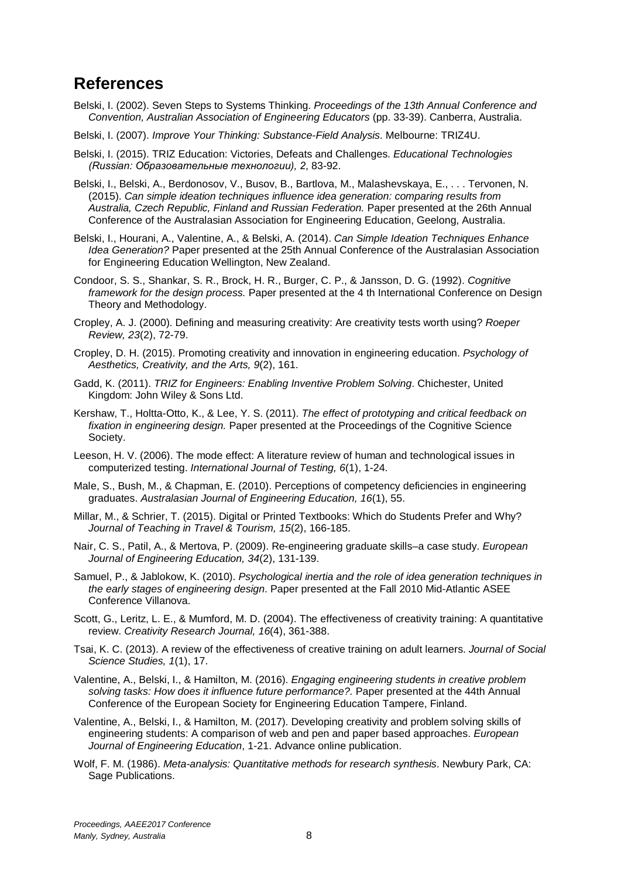## References

Belski, I. (2002). Seven Steps to Systems Thinking. *Proceedings of the 13th Annual Conference and Convention, Australian Association of Engineering Educators* (pp. 33-39). Canberra, Australia.

Belski, I. (2007). *Improve Your Thinking: Substance-Field Analysis*. Melbourne: TRIZ4U.

Belski, I. (2015). TRIZ Education: Victories, Defeats and Challenges. *Educational Technologies (Russian: Образовательные технологии), 2*, 83-92.

Belski, I., Belski, A., Berdonosov, V., Busov, B., Bartlova, M., Malashevskaya, E., . . . Tervonen, N. (2015). *Can simple ideation techniques influence idea generation: comparing results from Australia, Czech Republic, Finland and Russian Federation.* Paper presented at the 26th Annual Conference of the Australasian Association for Engineering Education, Geelong, Australia.

Belski, I., Hourani, A., Valentine, A., & Belski, A. (2014). *Can Simple Ideation Techniques Enhance Idea Generation?* Paper presented at the 25th Annual Conference of the Australasian Association for Engineering Education Wellington, New Zealand.

Condoor, S. S., Shankar, S. R., Brock, H. R., Burger, C. P., & Jansson, D. G. (1992). *Cognitive framework for the design process.* Paper presented at the 4 th International Conference on Design Theory and Methodology.

Cropley, A. J. (2000). Defining and measuring creativity: Are creativity tests worth using? *Roeper Review, 23*(2), 72-79.

Cropley, D. H. (2015). Promoting creativity and innovation in engineering education. *Psychology of Aesthetics, Creativity, and the Arts, 9*(2), 161.

Gadd, K. (2011). *TRIZ for Engineers: Enabling Inventive Problem Solving*. Chichester, United Kingdom: John Wiley & Sons Ltd.

Kershaw, T., Holtta-Otto, K., & Lee, Y. S. (2011). *The effect of prototyping and critical feedback on fixation in engineering design.* Paper presented at the Proceedings of the Cognitive Science Society.

Leeson, H. V. (2006). The mode effect: A literature review of human and technological issues in computerized testing. *International Journal of Testing, 6*(1), 1-24.

Male, S., Bush, M., & Chapman, E. (2010). Perceptions of competency deficiencies in engineering graduates. *Australasian Journal of Engineering Education, 16*(1), 55.

Millar, M., & Schrier, T. (2015). Digital or Printed Textbooks: Which do Students Prefer and Why? *Journal of Teaching in Travel & Tourism, 15*(2), 166-185.

Nair, C. S., Patil, A., & Mertova, P. (2009). Re-engineering graduate skills–a case study. *European Journal of Engineering Education, 34*(2), 131-139.

Samuel, P., & Jablokow, K. (2010). *Psychological inertia and the role of idea generation techniques in the early stages of engineering design*. Paper presented at the Fall 2010 Mid-Atlantic ASEE Conference Villanova.

Scott, G., Leritz, L. E., & Mumford, M. D. (2004). The effectiveness of creativity training: A quantitative review. *Creativity Research Journal, 16*(4), 361-388.

Tsai, K. C. (2013). A review of the effectiveness of creative training on adult learners. *Journal of Social Science Studies, 1*(1), 17.

Valentine, A., Belski, I., & Hamilton, M. (2016). *Engaging engineering students in creative problem solving tasks: How does it influence future performance?.* Paper presented at the 44th Annual Conference of the European Society for Engineering Education Tampere, Finland.

Valentine, A., Belski, I., & Hamilton, M. (2017). Developing creativity and problem solving skills of engineering students: A comparison of web and pen and paper based approaches. *European Journal of Engineering Education*, 1-21. Advance online publication.

Wolf, F. M. (1986). *Meta-analysis: Quantitative methods for research synthesis*. Newbury Park, CA: Sage Publications.